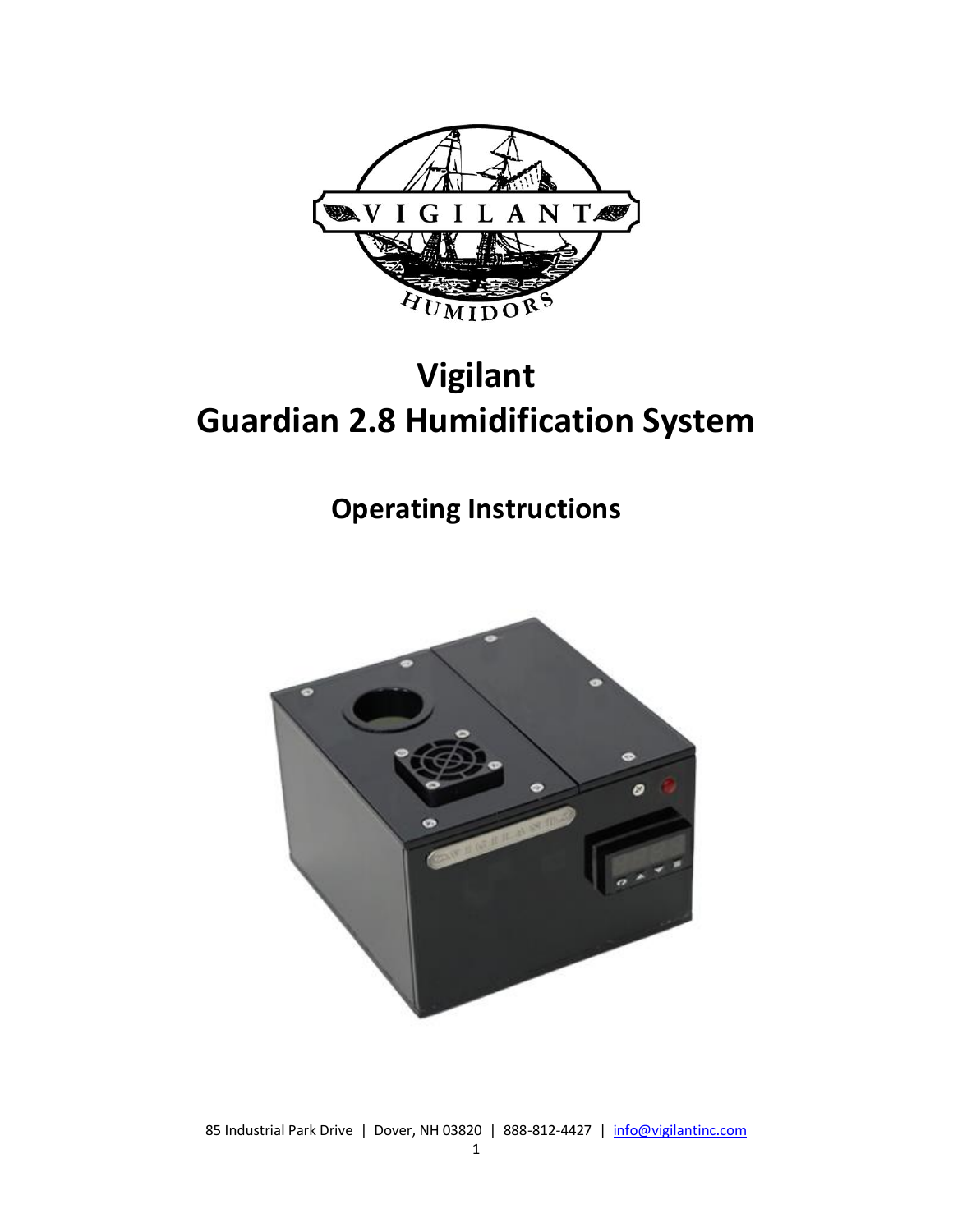# Vigilant
# Guardian 2.8 Humidification System

## Operating Instructions

85 Industrial Park Drive | Dover, NH 03820 | 888-812-4427 | info@vigilantinc.com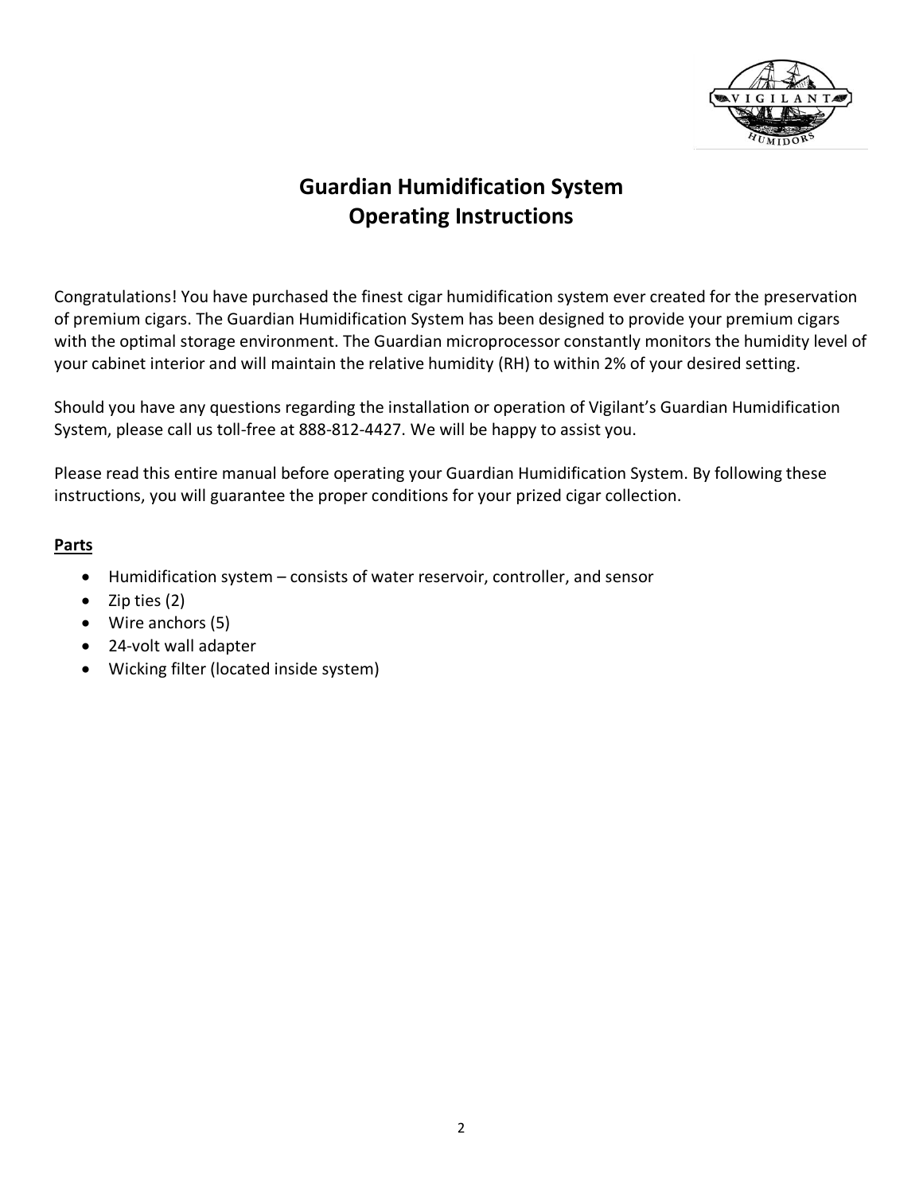# Guardian Humidification System
# Operating Instructions

Congratulations! You have purchased the finest cigar humidification system ever created for the preservation of premium cigars. The Guardian Humidification System has been designed to provide your premium cigars with the optimal storage environment. The Guardian microprocessor constantly monitors the humidity level of your cabinet interior and will maintain the relative humidity (RH) to within 2% of your desired setting.

Should you have any questions regarding the installation or operation of Vigilant's Guardian Humidification System, please call us toll-free at 888-812-4427. We will be happy to assist you.

Please read this entire manual before operating your Guardian Humidification System. By following these instructions, you will guarantee the proper conditions for your prized cigar collection.

**Parts**

- Humidification system – consists of water reservoir, controller, and sensor
- Zip ties (2)
- Wire anchors (5)
- 24-volt wall adapter
- Wicking filter (located inside system)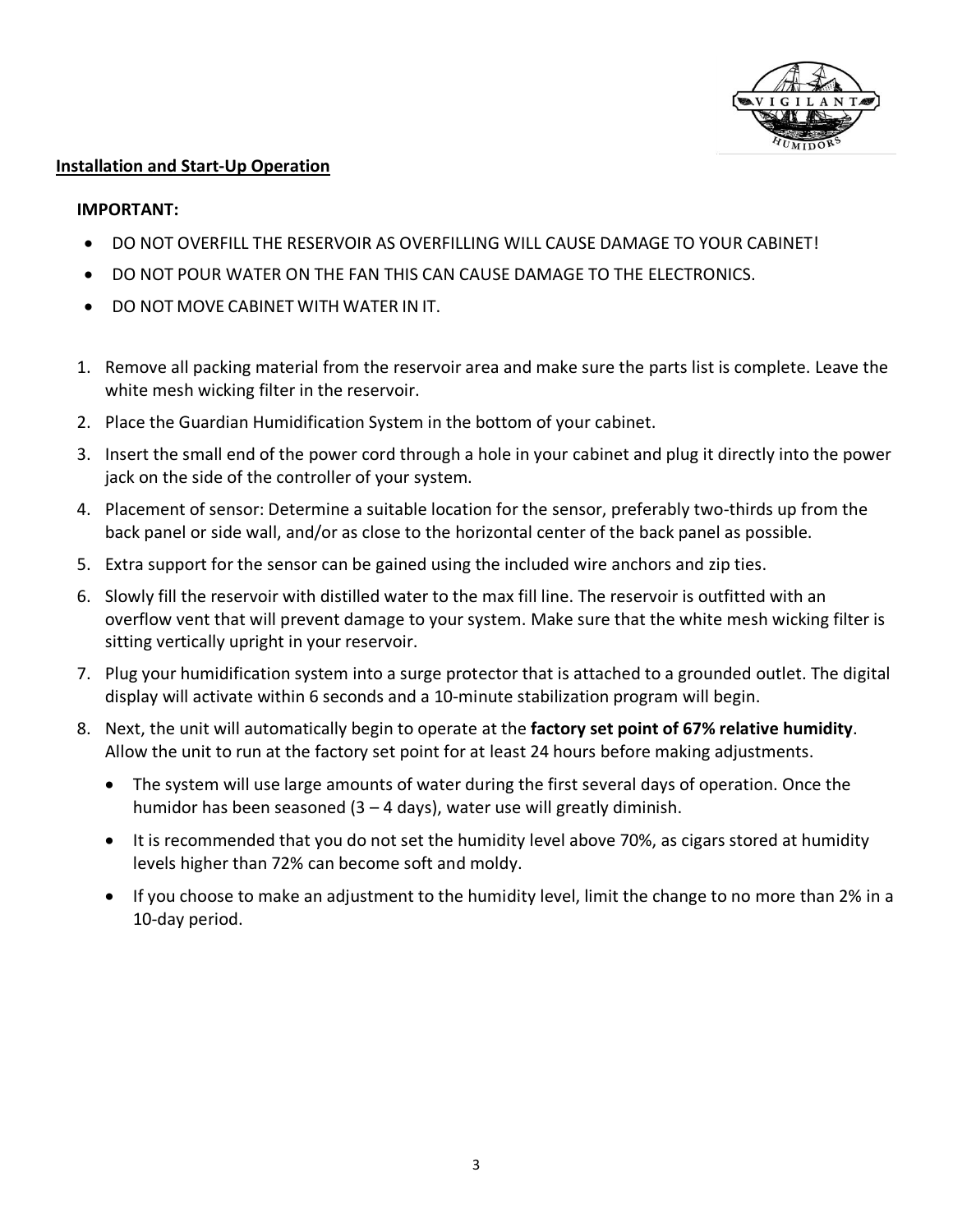## Installation and Start-Up Operation

**IMPORTANT:**

- DO NOT OVERFILL THE RESERVOIR AS OVERFILLING WILL CAUSE DAMAGE TO YOUR CABINET!
- DO NOT POUR WATER ON THE FAN THIS CAN CAUSE DAMAGE TO THE ELECTRONICS.
- DO NOT MOVE CABINET WITH WATER IN IT.

1. Remove all packing material from the reservoir area and make sure the parts list is complete. Leave the white mesh wicking filter in the reservoir.
2. Place the Guardian Humidification System in the bottom of your cabinet.
3. Insert the small end of the power cord through a hole in your cabinet and plug it directly into the power jack on the side of the controller of your system.
4. Placement of sensor: Determine a suitable location for the sensor, preferably two-thirds up from the back panel or side wall, and/or as close to the horizontal center of the back panel as possible.
5. Extra support for the sensor can be gained using the included wire anchors and zip ties.
6. Slowly fill the reservoir with distilled water to the max fill line. The reservoir is outfitted with an overflow vent that will prevent damage to your system. Make sure that the white mesh wicking filter is sitting vertically upright in your reservoir.
7. Plug your humidification system into a surge protector that is attached to a grounded outlet. The digital display will activate within 6 seconds and a 10-minute stabilization program will begin.
8. Next, the unit will automatically begin to operate at the **factory set point of 67% relative humidity**. Allow the unit to run at the factory set point for at least 24 hours before making adjustments.
   - The system will use large amounts of water during the first several days of operation. Once the humidor has been seasoned (3 – 4 days), water use will greatly diminish.
   - It is recommended that you do not set the humidity level above 70%, as cigars stored at humidity levels higher than 72% can become soft and moldy.
   - If you choose to make an adjustment to the humidity level, limit the change to no more than 2% in a 10-day period.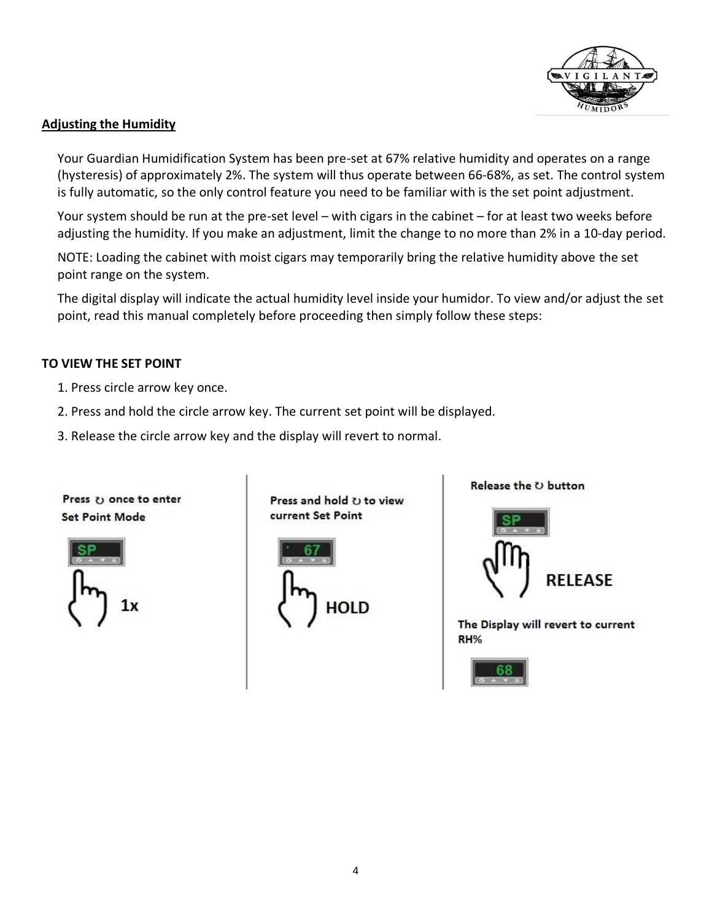## Adjusting the Humidity

Your Guardian Humidification System has been pre-set at 67% relative humidity and operates on a range (hysteresis) of approximately 2%. The system will thus operate between 66-68%, as set. The control system is fully automatic, so the only control feature you need to be familiar with is the set point adjustment.

Your system should be run at the pre-set level – with cigars in the cabinet – for at least two weeks before adjusting the humidity. If you make an adjustment, limit the change to no more than 2% in a 10-day period.

NOTE: Loading the cabinet with moist cigars may temporarily bring the relative humidity above the set point range on the system.

The digital display will indicate the actual humidity level inside your humidor. To view and/or adjust the set point, read this manual completely before proceeding then simply follow these steps:

### TO VIEW THE SET POINT

1. Press circle arrow key once.
2. Press and hold the circle arrow key. The current set point will be displayed.
3. Release the circle arrow key and the display will revert to normal.

Press ↻ once to enter Set Point Mode

SP

1x

Press and hold ↻ to view current Set Point

67

HOLD

Release the ↻ button

SP

RELEASE

The Display will revert to current RH%

68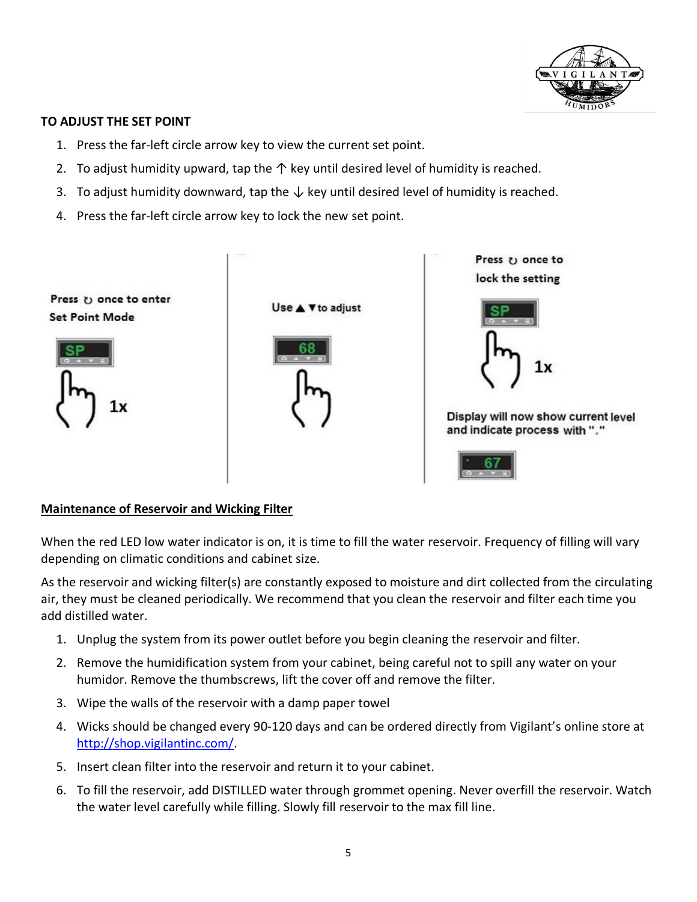**TO ADJUST THE SET POINT**

1. Press the far-left circle arrow key to view the current set point.
2. To adjust humidity upward, tap the ↑ key until desired level of humidity is reached.
3. To adjust humidity downward, tap the ↓ key until desired level of humidity is reached.
4. Press the far-left circle arrow key to lock the new set point.

Press ↻ once to enter Set Point Mode

SP

1x

Use ▲ ▼ to adjust

68

Press ↻ once to lock the setting

SP

1x

Display will now show current level and indicate process with "."

67

## Maintenance of Reservoir and Wicking Filter

When the red LED low water indicator is on, it is time to fill the water reservoir. Frequency of filling will vary depending on climatic conditions and cabinet size.

As the reservoir and wicking filter(s) are constantly exposed to moisture and dirt collected from the circulating air, they must be cleaned periodically. We recommend that you clean the reservoir and filter each time you add distilled water.

1. Unplug the system from its power outlet before you begin cleaning the reservoir and filter.
2. Remove the humidification system from your cabinet, being careful not to spill any water on your humidor. Remove the thumbscrews, lift the cover off and remove the filter.
3. Wipe the walls of the reservoir with a damp paper towel
4. Wicks should be changed every 90-120 days and can be ordered directly from Vigilant's online store at http://shop.vigilantinc.com/.
5. Insert clean filter into the reservoir and return it to your cabinet.
6. To fill the reservoir, add DISTILLED water through grommet opening. Never overfill the reservoir. Watch the water level carefully while filling. Slowly fill reservoir to the max fill line.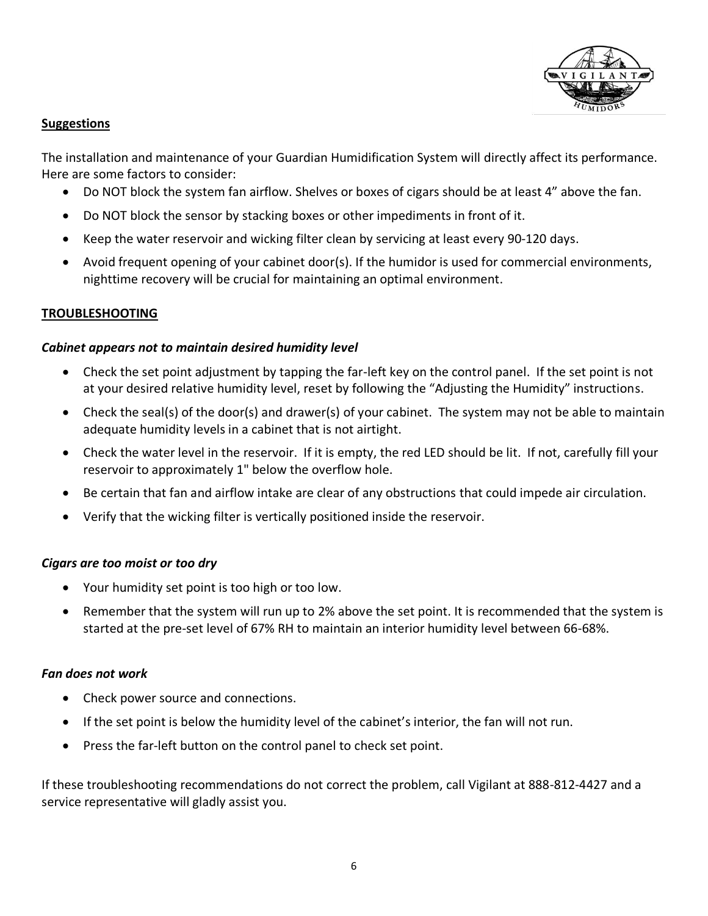## Suggestions

The installation and maintenance of your Guardian Humidification System will directly affect its performance. Here are some factors to consider:

- Do NOT block the system fan airflow. Shelves or boxes of cigars should be at least 4" above the fan.
- Do NOT block the sensor by stacking boxes or other impediments in front of it.
- Keep the water reservoir and wicking filter clean by servicing at least every 90-120 days.
- Avoid frequent opening of your cabinet door(s). If the humidor is used for commercial environments, nighttime recovery will be crucial for maintaining an optimal environment.

## TROUBLESHOOTING

### *Cabinet appears not to maintain desired humidity level*

- Check the set point adjustment by tapping the far-left key on the control panel. If the set point is not at your desired relative humidity level, reset by following the "Adjusting the Humidity" instructions.
- Check the seal(s) of the door(s) and drawer(s) of your cabinet. The system may not be able to maintain adequate humidity levels in a cabinet that is not airtight.
- Check the water level in the reservoir. If it is empty, the red LED should be lit. If not, carefully fill your reservoir to approximately 1" below the overflow hole.
- Be certain that fan and airflow intake are clear of any obstructions that could impede air circulation.
- Verify that the wicking filter is vertically positioned inside the reservoir.

### *Cigars are too moist or too dry*

- Your humidity set point is too high or too low.
- Remember that the system will run up to 2% above the set point. It is recommended that the system is started at the pre-set level of 67% RH to maintain an interior humidity level between 66-68%.

### *Fan does not work*

- Check power source and connections.
- If the set point is below the humidity level of the cabinet's interior, the fan will not run.
- Press the far-left button on the control panel to check set point.

If these troubleshooting recommendations do not correct the problem, call Vigilant at 888-812-4427 and a service representative will gladly assist you.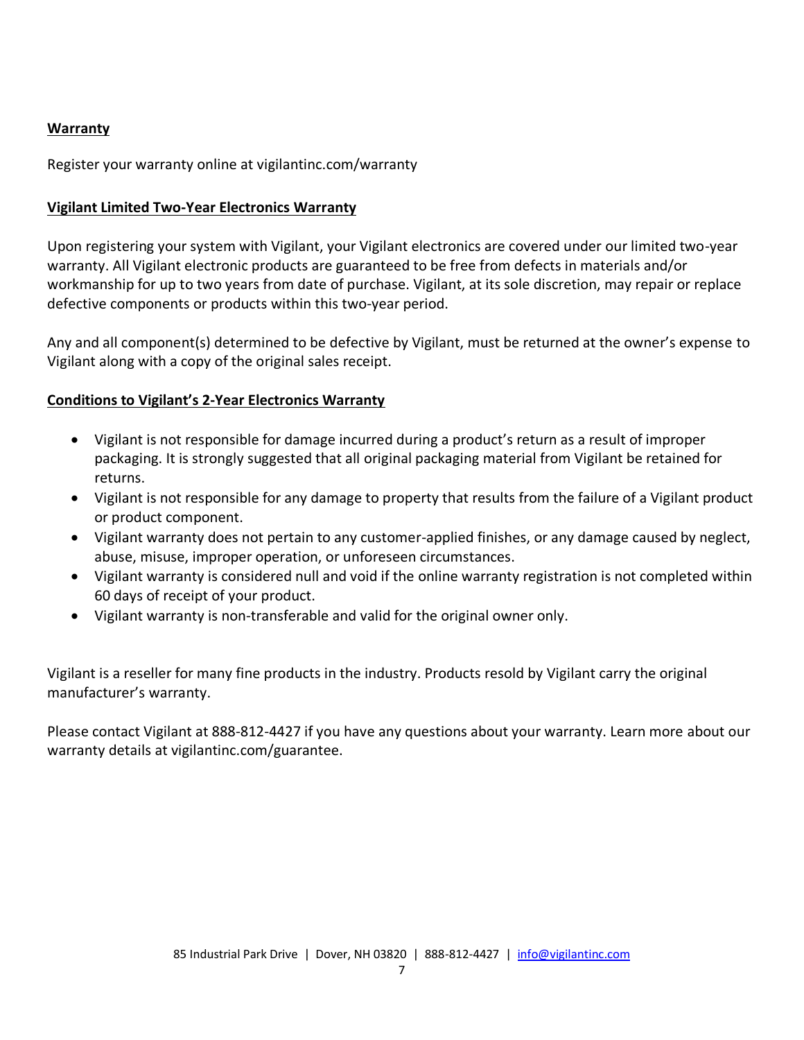## Warranty

Register your warranty online at vigilantinc.com/warranty

### Vigilant Limited Two-Year Electronics Warranty

Upon registering your system with Vigilant, your Vigilant electronics are covered under our limited two-year warranty. All Vigilant electronic products are guaranteed to be free from defects in materials and/or workmanship for up to two years from date of purchase. Vigilant, at its sole discretion, may repair or replace defective components or products within this two-year period.

Any and all component(s) determined to be defective by Vigilant, must be returned at the owner's expense to Vigilant along with a copy of the original sales receipt.

### Conditions to Vigilant's 2-Year Electronics Warranty

- Vigilant is not responsible for damage incurred during a product's return as a result of improper packaging. It is strongly suggested that all original packaging material from Vigilant be retained for returns.
- Vigilant is not responsible for any damage to property that results from the failure of a Vigilant product or product component.
- Vigilant warranty does not pertain to any customer-applied finishes, or any damage caused by neglect, abuse, misuse, improper operation, or unforeseen circumstances.
- Vigilant warranty is considered null and void if the online warranty registration is not completed within 60 days of receipt of your product.
- Vigilant warranty is non-transferable and valid for the original owner only.

Vigilant is a reseller for many fine products in the industry. Products resold by Vigilant carry the original manufacturer's warranty.

Please contact Vigilant at 888-812-4427 if you have any questions about your warranty. Learn more about our warranty details at vigilantinc.com/guarantee.

85 Industrial Park Drive | Dover, NH 03820 | 888-812-4427 | info@vigilantinc.com